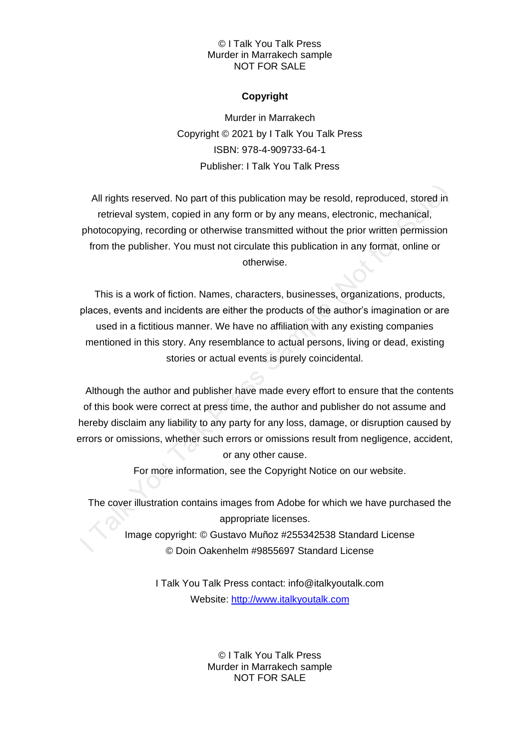## Copyright

Murder in Marrakech
Copyright © 2021 by I Talk You Talk Press
ISBN: 978-4-909733-64-1
Publisher: I Talk You Talk Press

All rights reserved. No part of this publication may be resold, reproduced, stored in retrieval system, copied in any form or by any means, electronic, mechanical, photocopying, recording or otherwise transmitted without the prior written permission from the publisher. You must not circulate this publication in any format, online or otherwise.

This is a work of fiction. Names, characters, businesses, organizations, products, places, events and incidents are either the products of the author's imagination or are used in a fictitious manner. We have no affiliation with any existing companies mentioned in this story. Any resemblance to actual persons, living or dead, existing stories or actual events is purely coincidental.

Although the author and publisher have made every effort to ensure that the contents of this book were correct at press time, the author and publisher do not assume and hereby disclaim any liability to any party for any loss, damage, or disruption caused by errors or omissions, whether such errors or omissions result from negligence, accident, or any other cause.

For more information, see the Copyright Notice on our website.

The cover illustration contains images from Adobe for which we have purchased the appropriate licenses.

Image copyright: © Gustavo Muñoz #255342538 Standard License
© Doin Oakenhelm #9855697 Standard License

I Talk You Talk Press contact: info@italkyoutalk.com
Website: [http://www.italkyoutalk.com](http://www.italkyoutalk.com)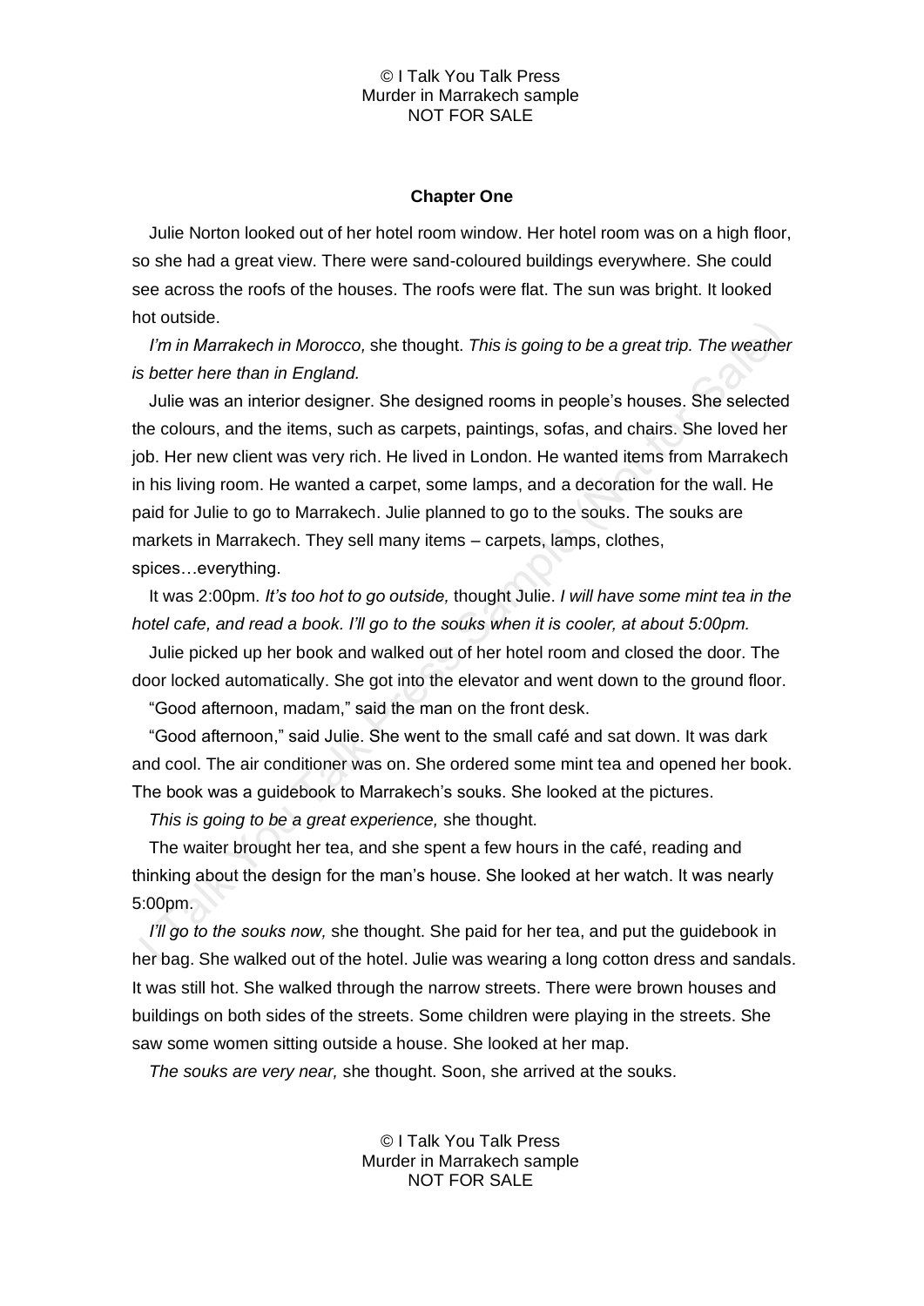## Chapter One

Julie Norton looked out of her hotel room window. Her hotel room was on a high floor, so she had a great view. There were sand-coloured buildings everywhere. She could see across the roofs of the houses. The roofs were flat. The sun was bright. It looked hot outside.

*I'm in Marrakech in Morocco,* she thought. *This is going to be a great trip. The weather is better here than in England.*

Julie was an interior designer. She designed rooms in people's houses. She selected the colours, and the items, such as carpets, paintings, sofas, and chairs. She loved her job. Her new client was very rich. He lived in London. He wanted items from Marrakech in his living room. He wanted a carpet, some lamps, and a decoration for the wall. He paid for Julie to go to Marrakech. Julie planned to go to the souks. The souks are markets in Marrakech. They sell many items – carpets, lamps, clothes, spices…everything.

It was 2:00pm. *It's too hot to go outside,* thought Julie. *I will have some mint tea in the hotel cafe, and read a book. I'll go to the souks when it is cooler, at about 5:00pm.*

Julie picked up her book and walked out of her hotel room and closed the door. The door locked automatically. She got into the elevator and went down to the ground floor.

"Good afternoon, madam," said the man on the front desk.

"Good afternoon," said Julie. She went to the small café and sat down. It was dark and cool. The air conditioner was on. She ordered some mint tea and opened her book. The book was a guidebook to Marrakech's souks. She looked at the pictures.

*This is going to be a great experience,* she thought.

The waiter brought her tea, and she spent a few hours in the café, reading and thinking about the design for the man's house. She looked at her watch. It was nearly 5:00pm.

*I'll go to the souks now,* she thought. She paid for her tea, and put the guidebook in her bag. She walked out of the hotel. Julie was wearing a long cotton dress and sandals. It was still hot. She walked through the narrow streets. There were brown houses and buildings on both sides of the streets. Some children were playing in the streets. She saw some women sitting outside a house. She looked at her map.

*The souks are very near,* she thought. Soon, she arrived at the souks.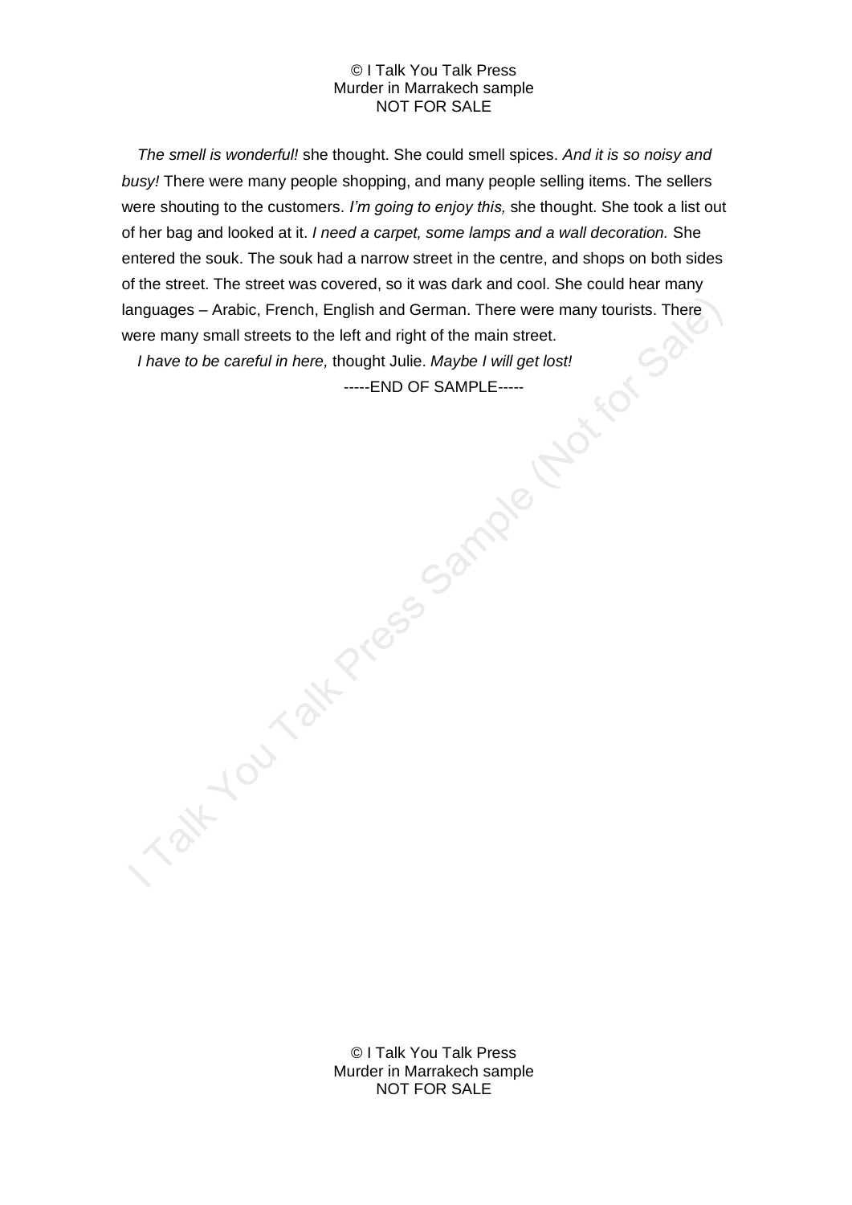*The smell is wonderful!* she thought. She could smell spices. *And it is so noisy and busy!* There were many people shopping, and many people selling items. The sellers were shouting to the customers. *I'm going to enjoy this,* she thought. She took a list out of her bag and looked at it. *I need a carpet, some lamps and a wall decoration.* She entered the souk. The souk had a narrow street in the centre, and shops on both sides of the street. The street was covered, so it was dark and cool. She could hear many languages – Arabic, French, English and German. There were many tourists. There were many small streets to the left and right of the main street.

*I have to be careful in here,* thought Julie. *Maybe I will get lost!*

-----END OF SAMPLE-----